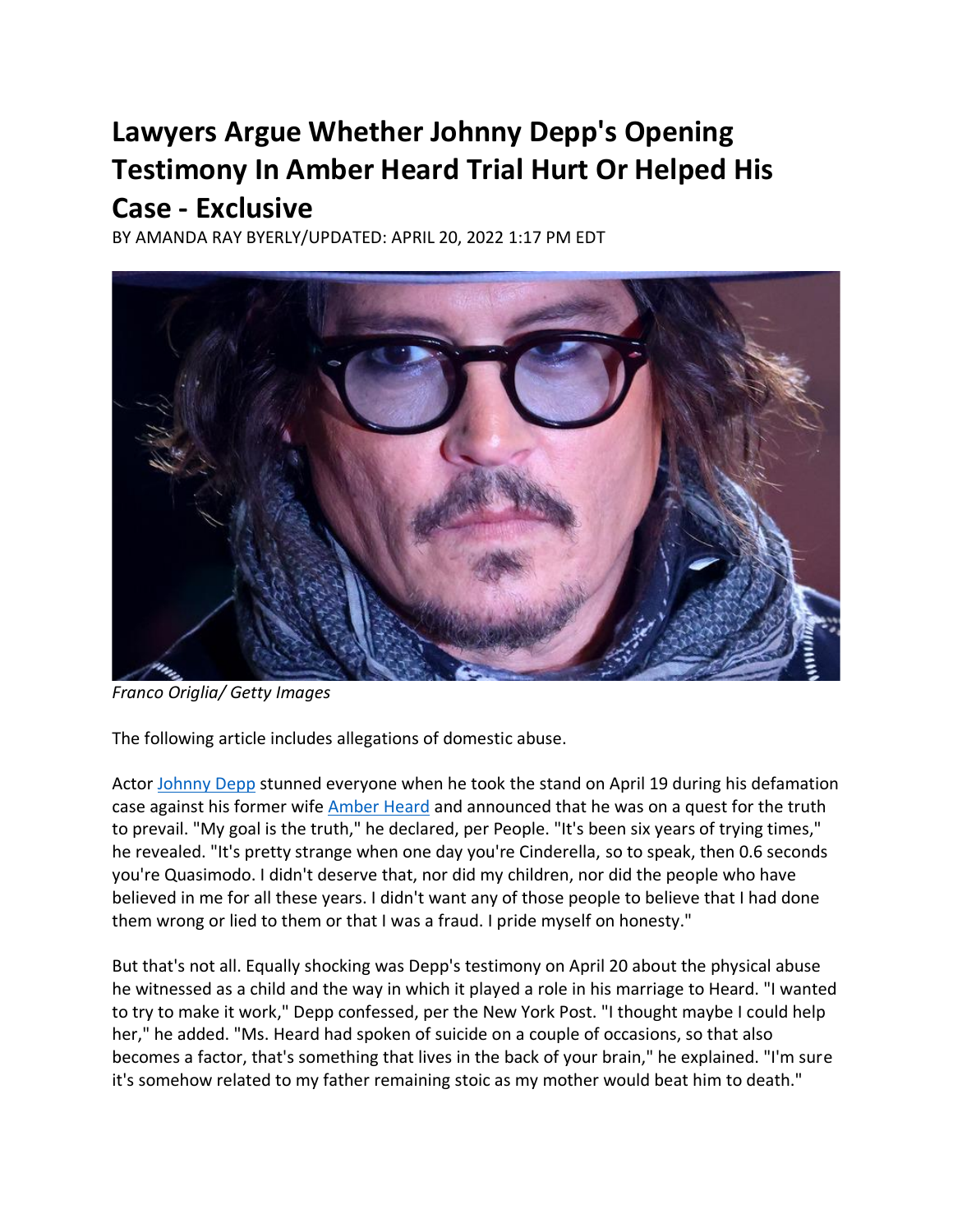# Lawyers Argue Whether Johnny Depp's Opening Testimony In Amber Heard Trial Hurt Or Helped His Case - Exclusive

BY AMANDA RAY BYERLY/UPDATED: APRIL 20, 2022 1:17 PM EDT

*Franco Origlia/ Getty Images*

The following article includes allegations of domestic abuse.

Actor Johnny Depp stunned everyone when he took the stand on April 19 during his defamation case against his former wife Amber Heard and announced that he was on a quest for the truth to prevail. "My goal is the truth," he declared, per People. "It's been six years of trying times," he revealed. "It's pretty strange when one day you're Cinderella, so to speak, then 0.6 seconds you're Quasimodo. I didn't deserve that, nor did my children, nor did the people who have believed in me for all these years. I didn't want any of those people to believe that I had done them wrong or lied to them or that I was a fraud. I pride myself on honesty."

But that's not all. Equally shocking was Depp's testimony on April 20 about the physical abuse he witnessed as a child and the way in which it played a role in his marriage to Heard. "I wanted to try to make it work," Depp confessed, per the New York Post. "I thought maybe I could help her," he added. "Ms. Heard had spoken of suicide on a couple of occasions, so that also becomes a factor, that's something that lives in the back of your brain," he explained. "I'm sure it's somehow related to my father remaining stoic as my mother would beat him to death."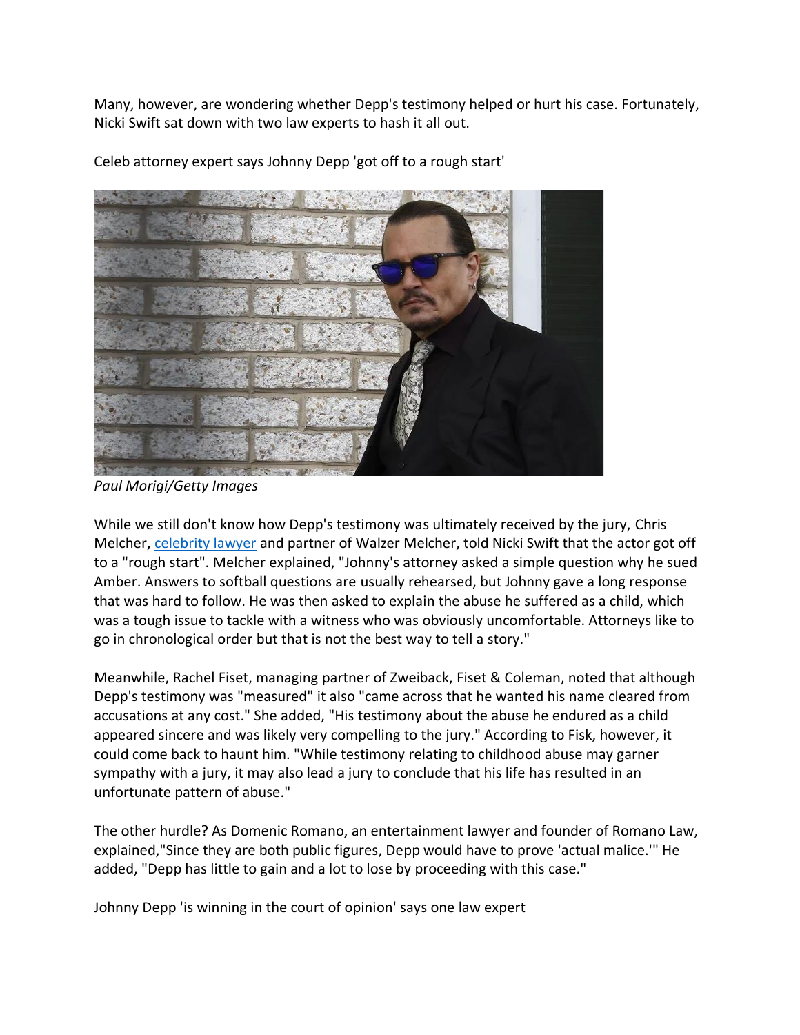Many, however, are wondering whether Depp's testimony helped or hurt his case. Fortunately, Nicki Swift sat down with two law experts to hash it all out.

Celeb attorney expert says Johnny Depp 'got off to a rough start'

*Paul Morigi/Getty Images*

While we still don't know how Depp's testimony was ultimately received by the jury, Chris Melcher, [celebrity lawyer] and partner of Walzer Melcher, told Nicki Swift that the actor got off to a "rough start". Melcher explained, "Johnny's attorney asked a simple question why he sued Amber. Answers to softball questions are usually rehearsed, but Johnny gave a long response that was hard to follow. He was then asked to explain the abuse he suffered as a child, which was a tough issue to tackle with a witness who was obviously uncomfortable. Attorneys like to go in chronological order but that is not the best way to tell a story."

Meanwhile, Rachel Fiset, managing partner of Zweiback, Fiset & Coleman, noted that although Depp's testimony was "measured" it also "came across that he wanted his name cleared from accusations at any cost." She added, "His testimony about the abuse he endured as a child appeared sincere and was likely very compelling to the jury." According to Fisk, however, it could come back to haunt him. "While testimony relating to childhood abuse may garner sympathy with a jury, it may also lead a jury to conclude that his life has resulted in an unfortunate pattern of abuse."

The other hurdle? As Domenic Romano, an entertainment lawyer and founder of Romano Law, explained,"Since they are both public figures, Depp would have to prove 'actual malice.'" He added, "Depp has little to gain and a lot to lose by proceeding with this case."

Johnny Depp 'is winning in the court of opinion' says one law expert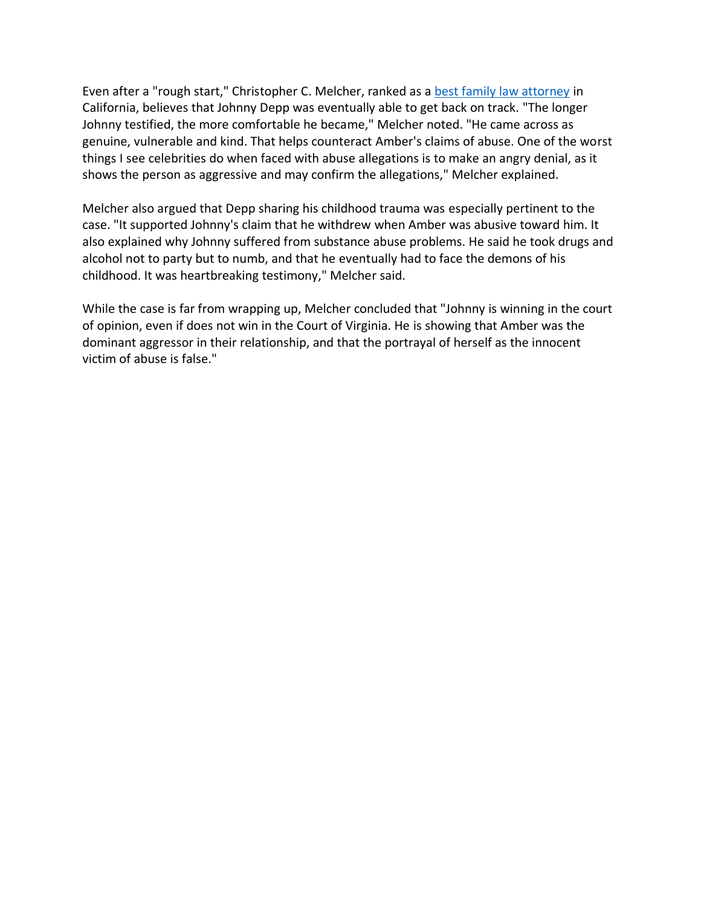Even after a "rough start," Christopher C. Melcher, ranked as a [best family law attorney](#) in California, believes that Johnny Depp was eventually able to get back on track. "The longer Johnny testified, the more comfortable he became," Melcher noted. "He came across as genuine, vulnerable and kind. That helps counteract Amber's claims of abuse. One of the worst things I see celebrities do when faced with abuse allegations is to make an angry denial, as it shows the person as aggressive and may confirm the allegations," Melcher explained.

Melcher also argued that Depp sharing his childhood trauma was especially pertinent to the case. "It supported Johnny's claim that he withdrew when Amber was abusive toward him. It also explained why Johnny suffered from substance abuse problems. He said he took drugs and alcohol not to party but to numb, and that he eventually had to face the demons of his childhood. It was heartbreaking testimony," Melcher said.

While the case is far from wrapping up, Melcher concluded that "Johnny is winning in the court of opinion, even if does not win in the Court of Virginia. He is showing that Amber was the dominant aggressor in their relationship, and that the portrayal of herself as the innocent victim of abuse is false."